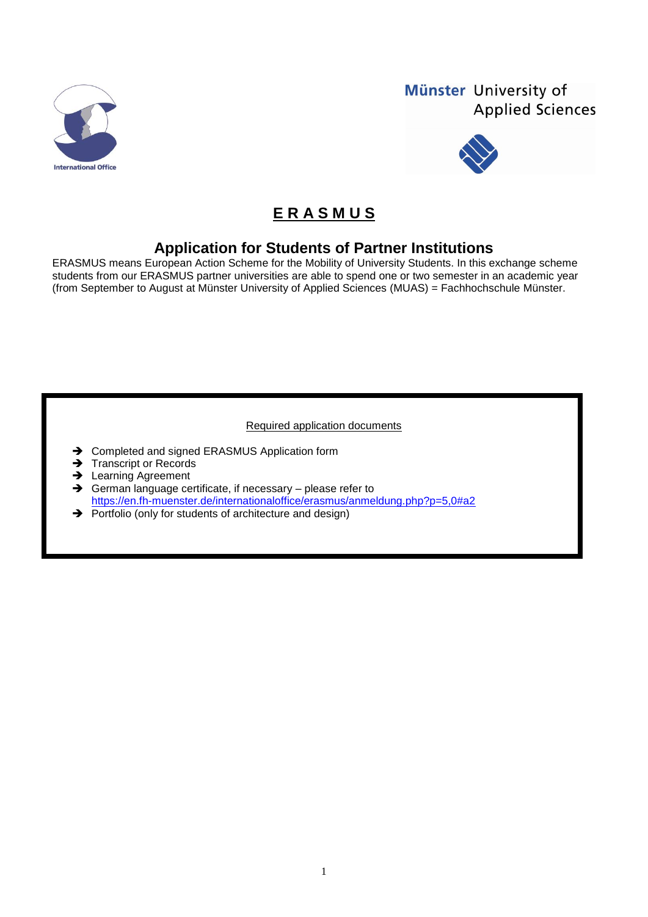International Office

Münster University of Applied Sciences

# E R A S M U S

## Application for Students of Partner Institutions

ERASMUS means European Action Scheme for the Mobility of University Students. In this exchange scheme students from our ERASMUS partner universities are able to spend one or two semester in an academic year (from September to August at Münster University of Applied Sciences (MUAS) = Fachhochschule Münster.

Required application documents

- ➔ Completed and signed ERASMUS Application form
- ➔ Transcript or Records
- ➔ Learning Agreement
- ➔ German language certificate, if necessary – please refer to https://en.fh-muenster.de/internationaloffice/erasmus/anmeldung.php?p=5,0#a2
- ➔ Portfolio (only for students of architecture and design)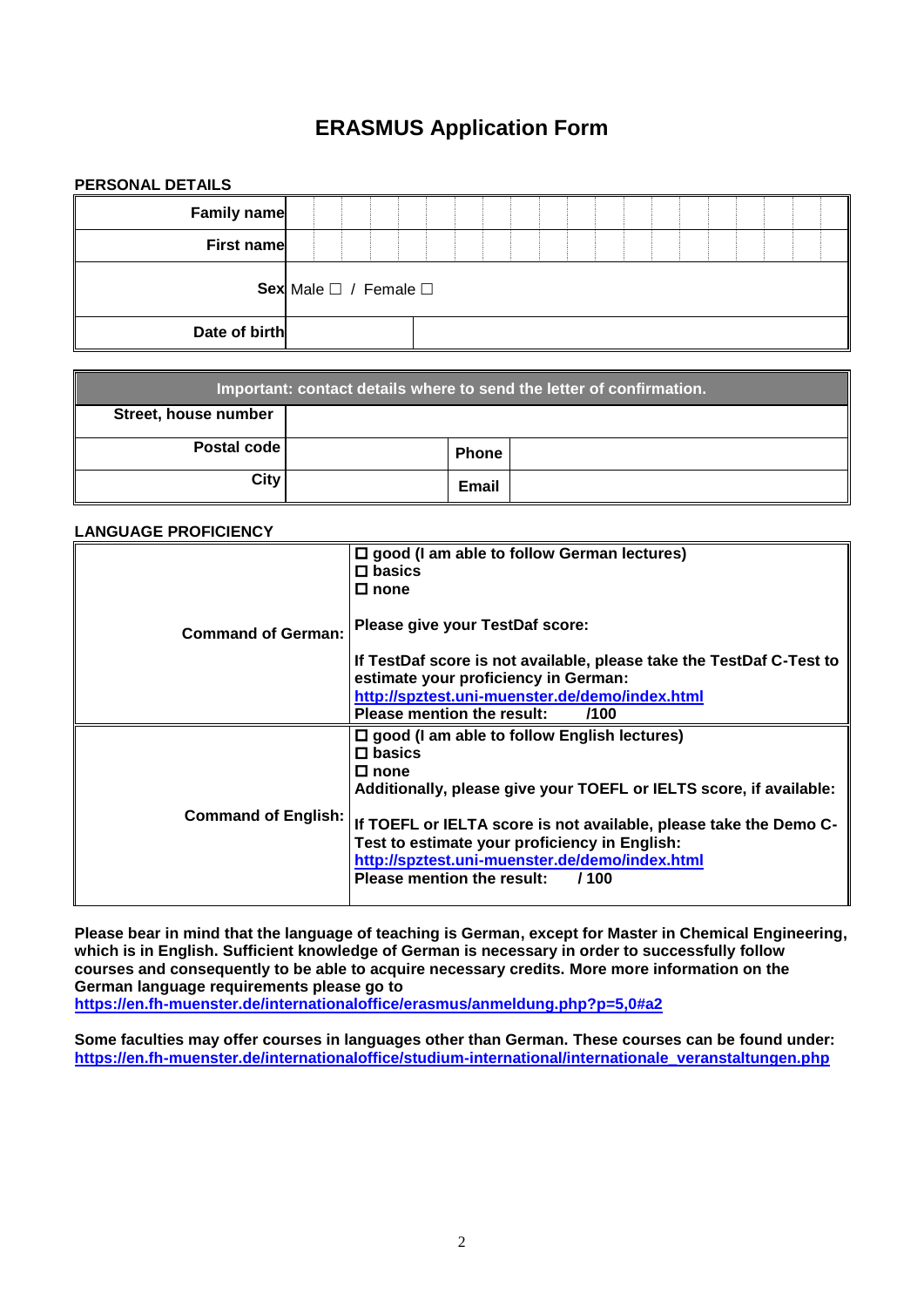# ERASMUS Application Form

**PERSONAL DETAILS**

| | | |
|---|---|---|
| **Family name** | | |
| **First name** | | |
| **Sex** | Male ☐ / Female ☐ | |
| **Date of birth** | | |

| **Important: contact details where to send the letter of confirmation.** | | | |
|---|---|---|---|
| **Street, house number** | | | |
| **Postal code** | | **Phone** | |
| **City** | | **Email** | |

**LANGUAGE PROFICIENCY**

| | |
|---|---|
| **Command of German:** | ☐ **good (I am able to follow German lectures)**<br>☐ **basics**<br>☐ **none**<br><br>**Please give your TestDaf score:**<br><br>**If TestDaf score is not available, please take the TestDaf C-Test to estimate your proficiency in German:**<br>**http://spztest.uni-muenster.de/demo/index.html**<br>**Please mention the result: /100** |
| **Command of English:** | ☐ **good (I am able to follow English lectures)**<br>☐ **basics**<br>☐ **none**<br>**Additionally, please give your TOEFL or IELTS score, if available:**<br><br>**If TOEFL or IELTA score is not available, please take the Demo C-Test to estimate your proficiency in English:**<br>**http://spztest.uni-muenster.de/demo/index.html**<br>**Please mention the result: / 100** |

**Please bear in mind that the language of teaching is German, except for Master in Chemical Engineering, which is in English. Sufficient knowledge of German is necessary in order to successfully follow courses and consequently to be able to acquire necessary credits. More more information on the German language requirements please go to**
**https://en.fh-muenster.de/internationaloffice/erasmus/anmeldung.php?p=5,0#a2**

**Some faculties may offer courses in languages other than German. These courses can be found under:**
**https://en.fh-muenster.de/internationaloffice/studium-international/internationale_veranstaltungen.php**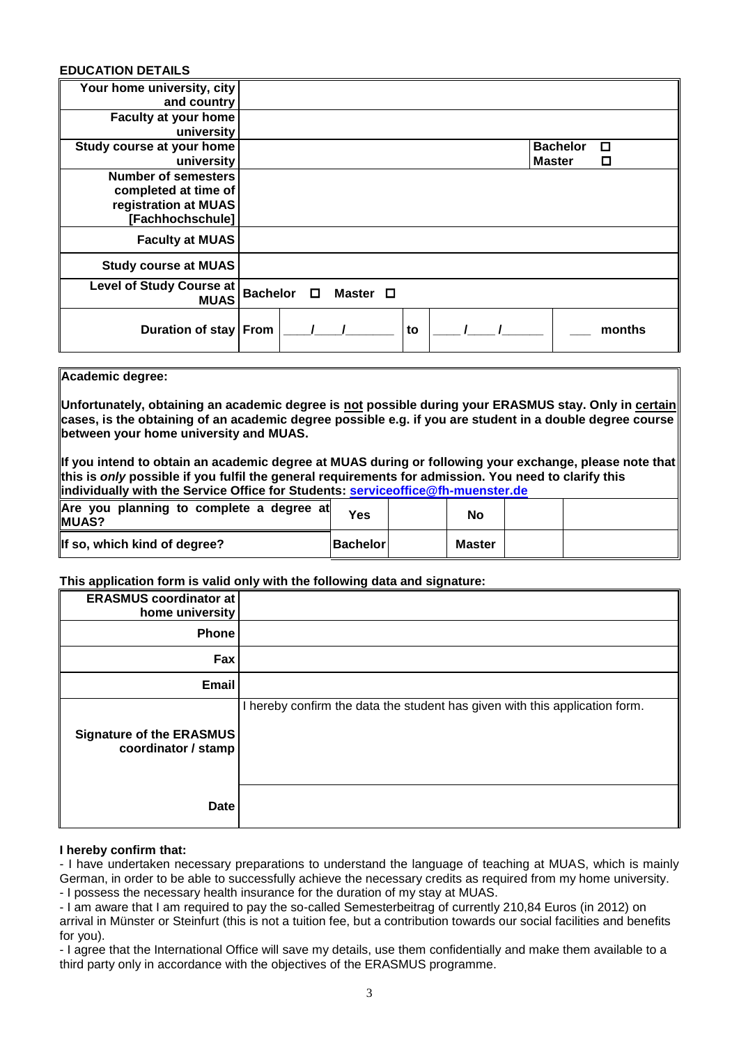**EDUCATION DETAILS**

| | | | | | | |
|---|---|---|---|---|---|---|
| **Your home university, city and country** | | | | | | |
| **Faculty at your home university** | | | | | | |
| **Study course at your home university** | | | | | **Bachelor** ☐ **Master** ☐ | |
| **Number of semesters completed at time of registration at MUAS [Fachhochschule]** | | | | | | |
| **Faculty at MUAS** | | | | | | |
| **Study course at MUAS** | | | | | | |
| **Level of Study Course at MUAS** | **Bachelor** ☐ **Master** ☐ | | | | | |
| **Duration of stay** | **From** | ____/____/_______ | **to** | ____/____/______ | ___ **months** | |

**Academic degree:**

**Unfortunately, obtaining an academic degree is not possible during your ERASMUS stay. Only in certain cases, is the obtaining of an academic degree possible e.g. if you are student in a double degree course between your home university and MUAS.**

**If you intend to obtain an academic degree at MUAS during or following your exchange, please note that this is *only* possible if you fulfil the general requirements for admission. You need to clarify this individually with the Service Office for Students: serviceoffice@fh-muenster.de**

| | | | | | |
|---|---|---|---|---|---|
| **Are you planning to complete a degree at MUAS?** | **Yes** | | **No** | | |
| **If so, which kind of degree?** | **Bachelor** | | **Master** | | |

**This application form is valid only with the following data and signature:**

| | |
|---|---|
| **ERASMUS coordinator at home university** | |
| **Phone** | |
| **Fax** | |
| **Email** | |
| **Signature of the ERASMUS coordinator / stamp** | I hereby confirm the data the student has given with this application form. |
| **Date** | |

**I hereby confirm that:**

- I have undertaken necessary preparations to understand the language of teaching at MUAS, which is mainly German, in order to be able to successfully achieve the necessary credits as required from my home university.
- I possess the necessary health insurance for the duration of my stay at MUAS.
- I am aware that I am required to pay the so-called Semesterbeitrag of currently 210,84 Euros (in 2012) on arrival in Münster or Steinfurt (this is not a tuition fee, but a contribution towards our social facilities and benefits for you).
- I agree that the International Office will save my details, use them confidentially and make them available to a third party only in accordance with the objectives of the ERASMUS programme.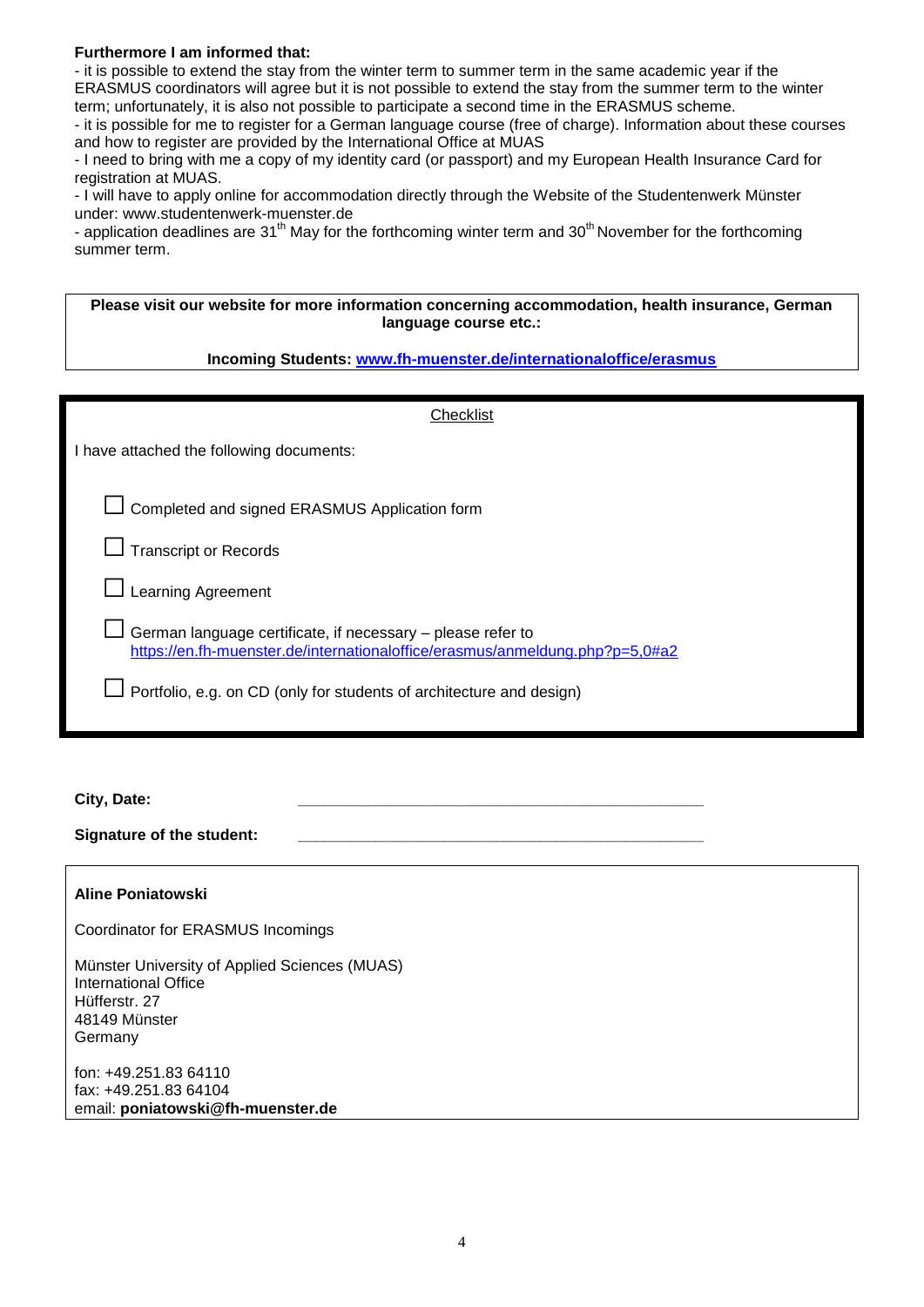**Furthermore I am informed that:**

- it is possible to extend the stay from the winter term to summer term in the same academic year if the ERASMUS coordinators will agree but it is not possible to extend the stay from the summer term to the winter term; unfortunately, it is also not possible to participate a second time in the ERASMUS scheme.
- it is possible for me to register for a German language course (free of charge). Information about these courses and how to register are provided by the International Office at MUAS
- I need to bring with me a copy of my identity card (or passport) and my European Health Insurance Card for registration at MUAS.
- I will have to apply online for accommodation directly through the Website of the Studentenwerk Münster under: www.studentenwerk-muenster.de
- application deadlines are 31st May for the forthcoming winter term and 30th November for the forthcoming summer term.

**Please visit our website for more information concerning accommodation, health insurance, German language course etc.:**

**Incoming Students: www.fh-muenster.de/internationaloffice/erasmus**

Checklist

I have attached the following documents:

- ☐ Completed and signed ERASMUS Application form
- ☐ Transcript or Records
- ☐ Learning Agreement
- ☐ German language certificate, if necessary – please refer to https://en.fh-muenster.de/internationaloffice/erasmus/anmeldung.php?p=5,0#a2
- ☐ Portfolio, e.g. on CD (only for students of architecture and design)

**City, Date:** \_\_\_\_\_\_\_\_\_\_\_\_\_\_\_\_\_\_\_\_\_\_\_\_\_\_\_\_\_\_\_\_\_\_\_\_\_\_\_\_

**Signature of the student:** \_\_\_\_\_\_\_\_\_\_\_\_\_\_\_\_\_\_\_\_\_\_\_\_\_\_\_\_\_\_\_\_\_\_\_\_\_\_\_\_

**Aline Poniatowski**

Coordinator for ERASMUS Incomings

Münster University of Applied Sciences (MUAS)
International Office
Hüfferstr. 27
48149 Münster
Germany

fon: +49.251.83 64110
fax: +49.251.83 64104
email: **poniatowski@fh-muenster.de**